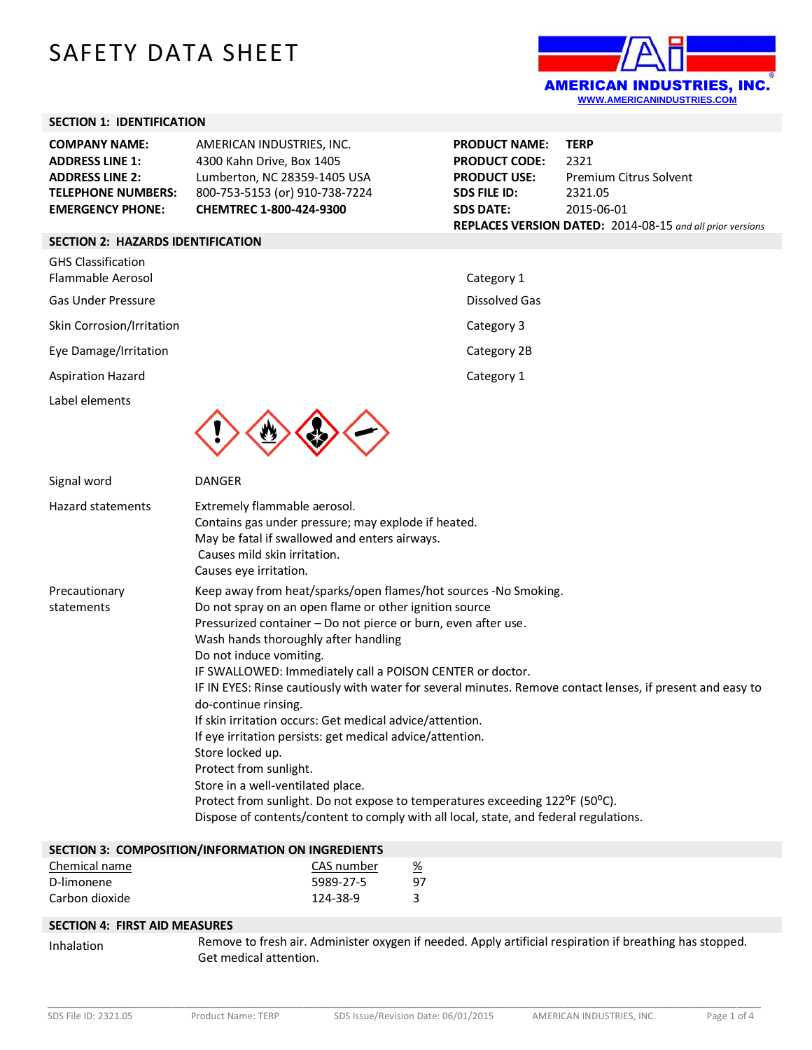# SAFETY DATA SHEET

AMERICAN INDUSTRIES, INC.
WWW.AMERICANINDUSTRIES.COM

## SECTION 1: IDENTIFICATION

| | |
|---|---|
| **COMPANY NAME:** | AMERICAN INDUSTRIES, INC. |
| **ADDRESS LINE 1:** | 4300 Kahn Drive, Box 1405 |
| **ADDRESS LINE 2:** | Lumberton, NC 28359-1405 USA |
| **TELEPHONE NUMBERS:** | 800-753-5153 (or) 910-738-7224 |
| **EMERGENCY PHONE:** | **CHEMTREC 1-800-424-9300** |

| | |
|---|---|
| **PRODUCT NAME:** | **TERP** |
| **PRODUCT CODE:** | 2321 |
| **PRODUCT USE:** | Premium Citrus Solvent |
| **SDS FILE ID:** | 2321.05 |
| **SDS DATE:** | 2015-06-01 |

**REPLACES VERSION DATED:** 2014-08-15 *and all prior versions*

## SECTION 2: HAZARDS IDENTIFICATION

| GHS Classification | |
|---|---|
| Flammable Aerosol | Category 1 |
| Gas Under Pressure | Dissolved Gas |
| Skin Corrosion/Irritation | Category 3 |
| Eye Damage/Irritation | Category 2B |
| Aspiration Hazard | Category 1 |

Label elements

Signal word: DANGER

Hazard statements:
Extremely flammable aerosol.
Contains gas under pressure; may explode if heated.
May be fatal if swallowed and enters airways.
Causes mild skin irritation.
Causes eye irritation.

Precautionary statements:
Keep away from heat/sparks/open flames/hot sources -No Smoking.
Do not spray on an open flame or other ignition source
Pressurized container – Do not pierce or burn, even after use.
Wash hands thoroughly after handling
Do not induce vomiting.
IF SWALLOWED: Immediately call a POISON CENTER or doctor.
IF IN EYES: Rinse cautiously with water for several minutes. Remove contact lenses, if present and easy to do-continue rinsing.
If skin irritation occurs: Get medical advice/attention.
If eye irritation persists: get medical advice/attention.
Store locked up.
Protect from sunlight.
Store in a well-ventilated place.
Protect from sunlight. Do not expose to temperatures exceeding 122ºF (50ºC).
Dispose of contents/content to comply with all local, state, and federal regulations.

## SECTION 3: COMPOSITION/INFORMATION ON INGREDIENTS

| Chemical name | CAS number | % |
|---|---|---|
| D-limonene | 5989-27-5 | 97 |
| Carbon dioxide | 124-38-9 | 3 |

## SECTION 4: FIRST AID MEASURES

Inhalation: Remove to fresh air. Administer oxygen if needed. Apply artificial respiration if breathing has stopped. Get medical attention.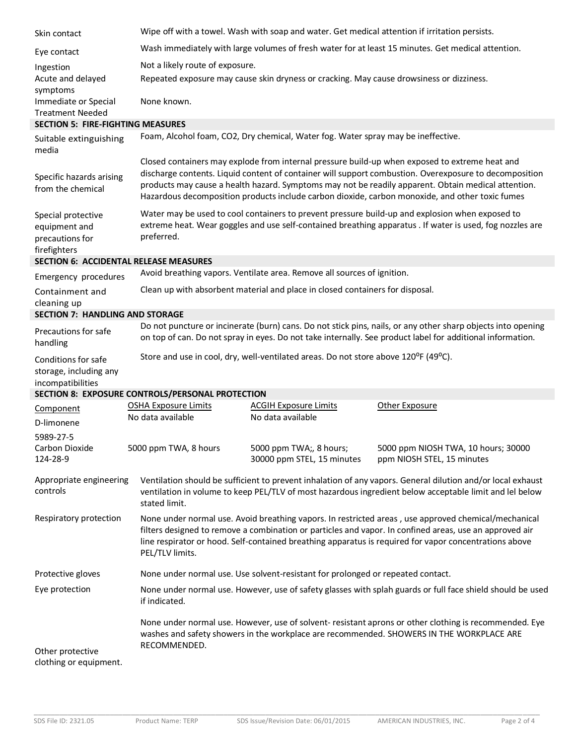| | |
|---|---|
| Skin contact | Wipe off with a towel. Wash with soap and water. Get medical attention if irritation persists. |
| Eye contact | Wash immediately with large volumes of fresh water for at least 15 minutes. Get medical attention. |
| Ingestion | Not a likely route of exposure. |
| Acute and delayed symptoms | Repeated exposure may cause skin dryness or cracking. May cause drowsiness or dizziness. |
| Immediate or Special Treatment Needed | None known. |

## SECTION 5: FIRE-FIGHTING MEASURES

| | |
|---|---|
| Suitable extinguishing media | Foam, Alcohol foam, $CO_2$, Dry chemical, Water fog. Water spray may be ineffective. |
| Specific hazards arising from the chemical | Closed containers may explode from internal pressure build-up when exposed to extreme heat and discharge contents. Liquid content of container will support combustion. Overexposure to decomposition products may cause a health hazard. Symptoms may not be readily apparent. Obtain medical attention. Hazardous decomposition products include carbon dioxide, carbon monoxide, and other toxic fumes |
| Special protective equipment and precautions for firefighters | Water may be used to cool containers to prevent pressure build-up and explosion when exposed to extreme heat. Wear goggles and use self-contained breathing apparatus . If water is used, fog nozzles are preferred. |

## SECTION 6: ACCIDENTAL RELEASE MEASURES

| | |
|---|---|
| Emergency procedures | Avoid breathing vapors. Ventilate area. Remove all sources of ignition. |
| Containment and cleaning up | Clean up with absorbent material and place in closed containers for disposal. |

## SECTION 7: HANDLING AND STORAGE

| | |
|---|---|
| Precautions for safe handling | Do not puncture or incinerate (burn) cans. Do not stick pins, nails, or any other sharp objects into opening on top of can. Do not spray in eyes. Do not take internally. See product label for additional information. |
| Conditions for safe storage, including any incompatibilities | Store and use in cool, dry, well-ventilated areas. Do not store above 120°F (49°C). |

## SECTION 8: EXPOSURE CONTROLS/PERSONAL PROTECTION

| Component | OSHA Exposure Limits | ACGIH Exposure Limits | Other Exposure |
|---|---|---|---|
| D-limonene 5989-27-5 | No data available | No data available | |
| Carbon Dioxide 124-28-9 | 5000 ppm TWA, 8 hours | 5000 ppm TWA;, 8 hours; 30000 ppm STEL, 15 minutes | 5000 ppm NIOSH TWA, 10 hours; 30000 ppm NIOSH STEL, 15 minutes |

| | |
|---|---|
| Appropriate engineering controls | Ventilation should be sufficient to prevent inhalation of any vapors. General dilution and/or local exhaust ventilation in volume to keep PEL/TLV of most hazardous ingredient below acceptable limit and lel below stated limit. |
| Respiratory protection | None under normal use. Avoid breathing vapors. In restricted areas , use approved chemical/mechanical filters designed to remove a combination or particles and vapor. In confined areas, use an approved air line respirator or hood. Self-contained breathing apparatus is required for vapor concentrations above PEL/TLV limits. |
| Protective gloves | None under normal use. Use solvent-resistant for prolonged or repeated contact. |
| Eye protection | None under normal use. However, use of safety glasses with splah guards or full face shield should be used if indicated. |
| Other protective clothing or equipment. | None under normal use. However, use of solvent- resistant aprons or other clothing is recommended. Eye washes and safety showers in the workplace are recommended. SHOWERS IN THE WORKPLACE ARE RECOMMENDED. |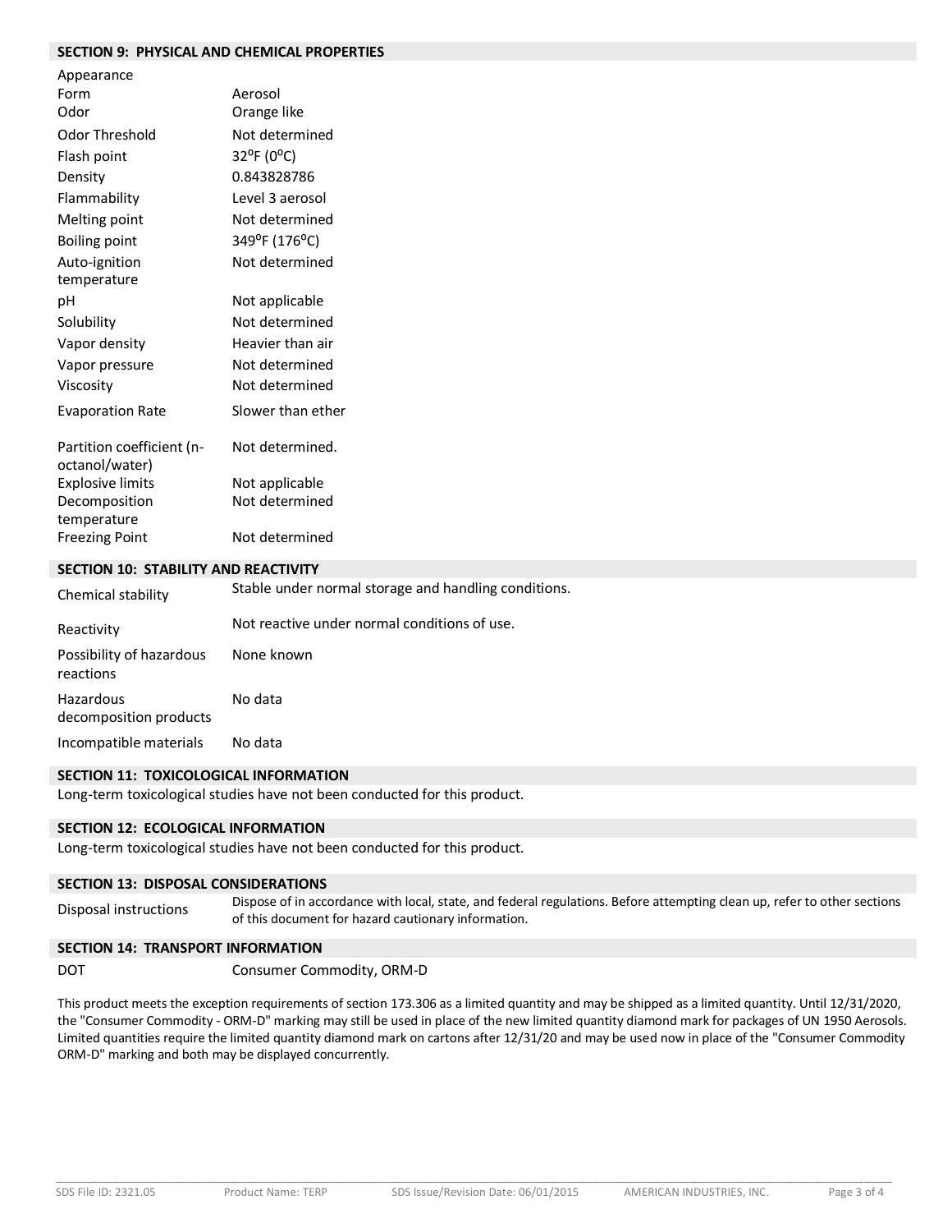## SECTION 9: PHYSICAL AND CHEMICAL PROPERTIES

| Property | Value |
|---|---|
| Appearance | |
| Form | Aerosol |
| Odor | Orange like |
| Odor Threshold | Not determined |
| Flash point | 32ºF (0ºC) |
| Density | 0.843828786 |
| Flammability | Level 3 aerosol |
| Melting point | Not determined |
| Boiling point | 349ºF (176ºC) |
| Auto-ignition temperature | Not determined |
| pH | Not applicable |
| Solubility | Not determined |
| Vapor density | Heavier than air |
| Vapor pressure | Not determined |
| Viscosity | Not determined |
| Evaporation Rate | Slower than ether |
| Partition coefficient (n-octanol/water) | Not determined. |
| Explosive limits | Not applicable |
| Decomposition temperature | Not determined |
| Freezing Point | Not determined |

## SECTION 10: STABILITY AND REACTIVITY

| Property | Value |
|---|---|
| Chemical stability | Stable under normal storage and handling conditions. |
| Reactivity | Not reactive under normal conditions of use. |
| Possibility of hazardous reactions | None known |
| Hazardous decomposition products | No data |
| Incompatible materials | No data |

## SECTION 11: TOXICOLOGICAL INFORMATION

Long-term toxicological studies have not been conducted for this product.

## SECTION 12: ECOLOGICAL INFORMATION

Long-term toxicological studies have not been conducted for this product.

## SECTION 13: DISPOSAL CONSIDERATIONS

| | |
|---|---|
| Disposal instructions | Dispose of in accordance with local, state, and federal regulations. Before attempting clean up, refer to other sections of this document for hazard cautionary information. |

## SECTION 14: TRANSPORT INFORMATION

| | |
|---|---|
| DOT | Consumer Commodity, ORM-D |

This product meets the exception requirements of section 173.306 as a limited quantity and may be shipped as a limited quantity. Until 12/31/2020, the "Consumer Commodity - ORM-D" marking may still be used in place of the new limited quantity diamond mark for packages of UN 1950 Aerosols. Limited quantities require the limited quantity diamond mark on cartons after 12/31/20 and may be used now in place of the "Consumer Commodity ORM-D" marking and both may be displayed concurrently.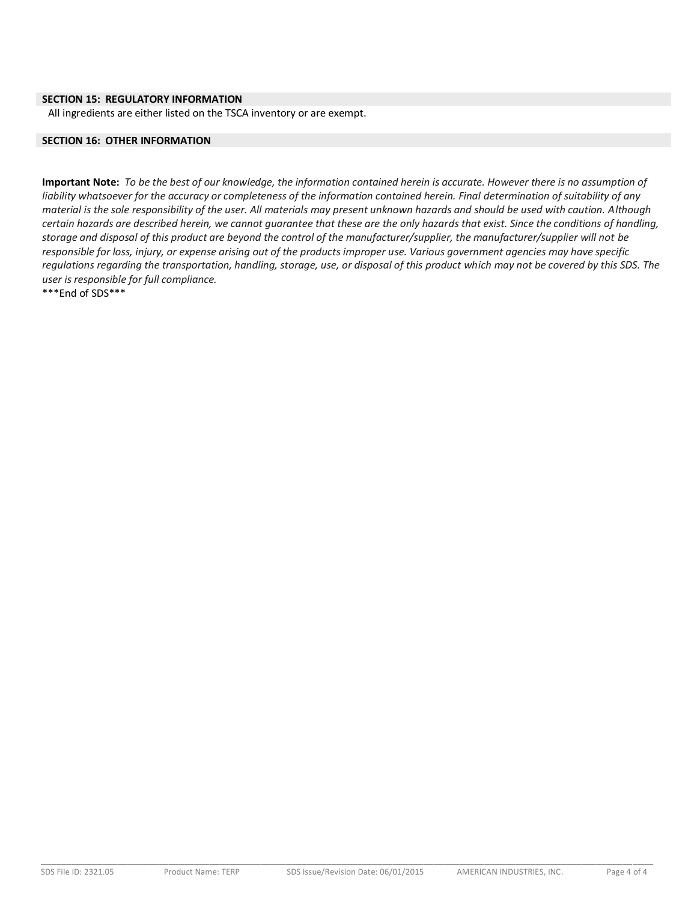## SECTION 15: REGULATORY INFORMATION

All ingredients are either listed on the TSCA inventory or are exempt.

## SECTION 16: OTHER INFORMATION

**Important Note:** *To be the best of our knowledge, the information contained herein is accurate. However there is no assumption of liability whatsoever for the accuracy or completeness of the information contained herein. Final determination of suitability of any material is the sole responsibility of the user. All materials may present unknown hazards and should be used with caution. Although certain hazards are described herein, we cannot guarantee that these are the only hazards that exist. Since the conditions of handling, storage and disposal of this product are beyond the control of the manufacturer/supplier, the manufacturer/supplier will not be responsible for loss, injury, or expense arising out of the products improper use. Various government agencies may have specific regulations regarding the transportation, handling, storage, use, or disposal of this product which may not be covered by this SDS. The user is responsible for full compliance.*

***End of SDS***